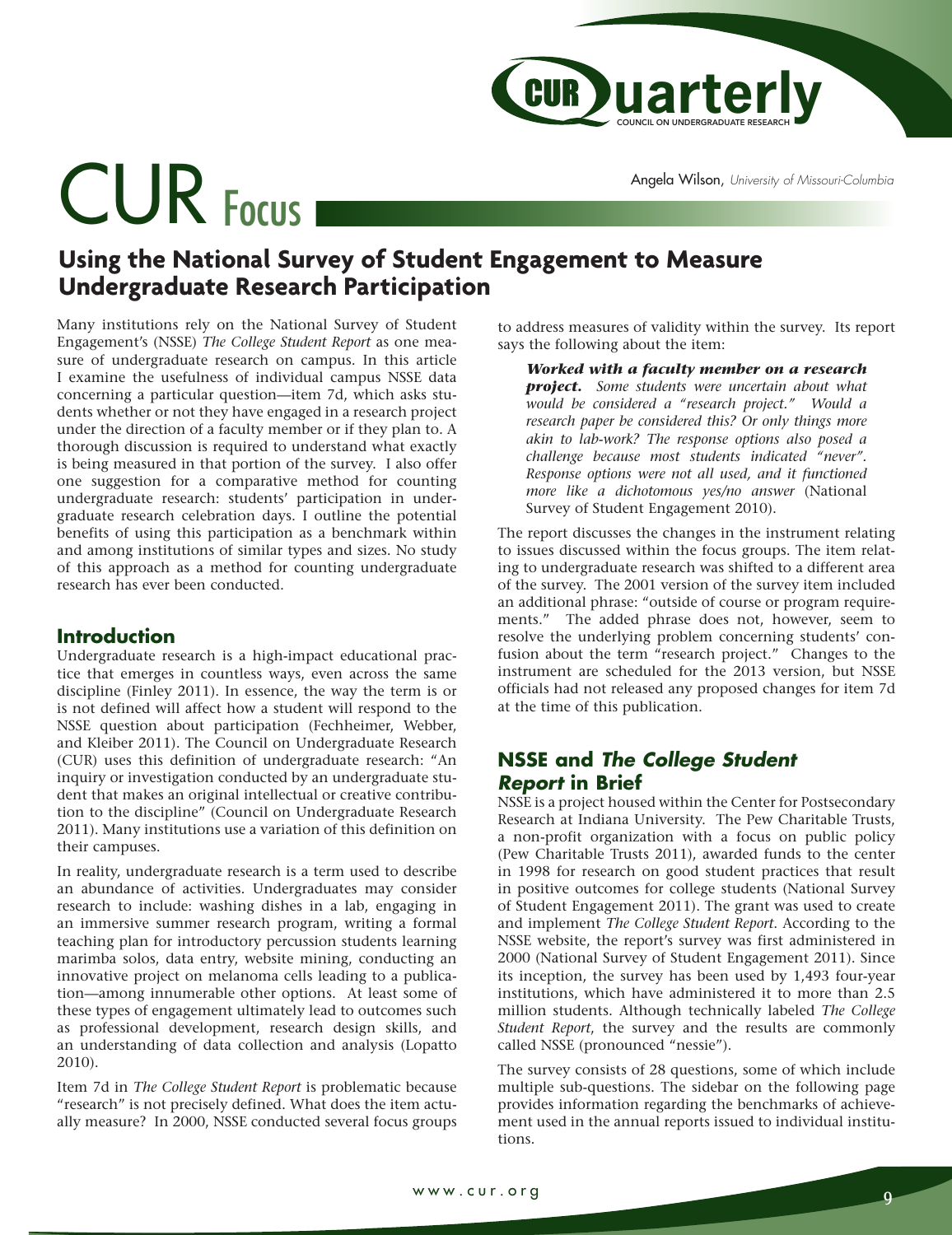# CUR Focus

Angela Wilson, *University of Missouri-Columbia*

## Using the National Survey of Student Engagement to Measure Undergraduate Research Participation

Many institutions rely on the National Survey of Student Engagement's (NSSE) *The College Student Report* as one measure of undergraduate research on campus. In this article I examine the usefulness of individual campus NSSE data concerning a particular question—item 7d, which asks students whether or not they have engaged in a research project under the direction of a faculty member or if they plan to. A thorough discussion is required to understand what exactly is being measured in that portion of the survey. I also offer one suggestion for a comparative method for counting undergraduate research: students' participation in undergraduate research celebration days. I outline the potential benefits of using this participation as a benchmark within and among institutions of similar types and sizes. No study of this approach as a method for counting undergraduate research has ever been conducted.

### Introduction

Undergraduate research is a high-impact educational practice that emerges in countless ways, even across the same discipline (Finley 2011). In essence, the way the term is or is not defined will affect how a student will respond to the NSSE question about participation (Fechheimer, Webber, and Kleiber 2011). The Council on Undergraduate Research (CUR) uses this definition of undergraduate research: "An inquiry or investigation conducted by an undergraduate student that makes an original intellectual or creative contribution to the discipline" (Council on Undergraduate Research 2011). Many institutions use a variation of this definition on their campuses.

In reality, undergraduate research is a term used to describe an abundance of activities. Undergraduates may consider research to include: washing dishes in a lab, engaging in an immersive summer research program, writing a formal teaching plan for introductory percussion students learning marimba solos, data entry, website mining, conducting an innovative project on melanoma cells leading to a publication—among innumerable other options. At least some of these types of engagement ultimately lead to outcomes such as professional development, research design skills, and an understanding of data collection and analysis (Lopatto 2010).

Item 7d in *The College Student Report* is problematic because "research" is not precisely defined. What does the item actually measure? In 2000, NSSE conducted several focus groups to address measures of validity within the survey. Its report says the following about the item:

> ***Worked with a faculty member on a research project.*** *Some students were uncertain about what would be considered a "research project." Would a research paper be considered this? Or only things more akin to lab-work? The response options also posed a challenge because most students indicated "never". Response options were not all used, and it functioned more like a dichotomous yes/no answer* (National Survey of Student Engagement 2010).

The report discusses the changes in the instrument relating to issues discussed within the focus groups. The item relating to undergraduate research was shifted to a different area of the survey. The 2001 version of the survey item included an additional phrase: "outside of course or program requirements." The added phrase does not, however, seem to resolve the underlying problem concerning students' confusion about the term "research project." Changes to the instrument are scheduled for the 2013 version, but NSSE officials had not released any proposed changes for item 7d at the time of this publication.

### NSSE and *The College Student Report* in Brief

NSSE is a project housed within the Center for Postsecondary Research at Indiana University. The Pew Charitable Trusts, a non-profit organization with a focus on public policy (Pew Charitable Trusts 2011), awarded funds to the center in 1998 for research on good student practices that result in positive outcomes for college students (National Survey of Student Engagement 2011). The grant was used to create and implement *The College Student Report*. According to the NSSE website, the report's survey was first administered in 2000 (National Survey of Student Engagement 2011). Since its inception, the survey has been used by 1,493 four-year institutions, which have administered it to more than 2.5 million students. Although technically labeled *The College Student Report*, the survey and the results are commonly called NSSE (pronounced "nessie").

The survey consists of 28 questions, some of which include multiple sub-questions. The sidebar on the following page provides information regarding the benchmarks of achievement used in the annual reports issued to individual institutions.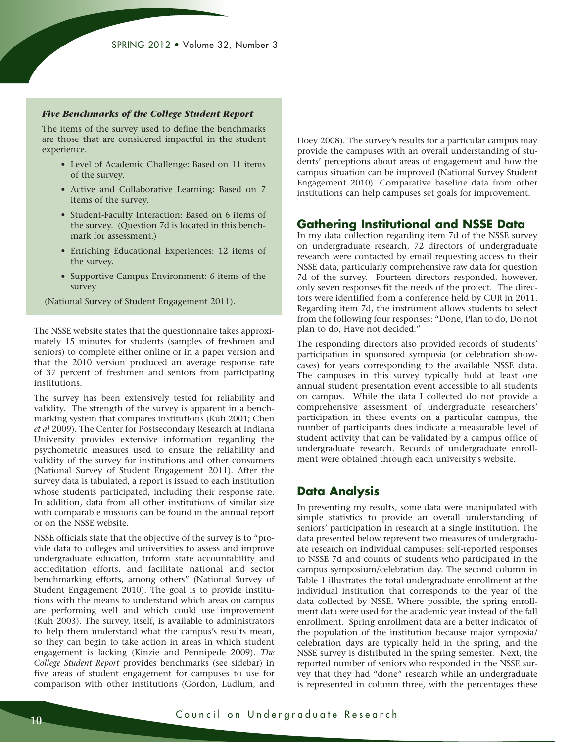### *Five Benchmarks of the College Student Report*

The items of the survey used to define the benchmarks are those that are considered impactful in the student experience.

- Level of Academic Challenge: Based on 11 items of the survey.
- Active and Collaborative Learning: Based on 7 items of the survey.
- Student-Faculty Interaction: Based on 6 items of the survey. (Question 7d is located in this benchmark for assessment.)
- Enriching Educational Experiences: 12 items of the survey.
- Supportive Campus Environment: 6 items of the survey

(National Survey of Student Engagement 2011).

The NSSE website states that the questionnaire takes approximately 15 minutes for students (samples of freshmen and seniors) to complete either online or in a paper version and that the 2010 version produced an average response rate of 37 percent of freshmen and seniors from participating institutions.

The survey has been extensively tested for reliability and validity. The strength of the survey is apparent in a benchmarking system that compares institutions (Kuh 2001; Chen *et al* 2009). The Center for Postsecondary Research at Indiana University provides extensive information regarding the psychometric measures used to ensure the reliability and validity of the survey for institutions and other consumers (National Survey of Student Engagement 2011). After the survey data is tabulated, a report is issued to each institution whose students participated, including their response rate. In addition, data from all other institutions of similar size with comparable missions can be found in the annual report or on the NSSE website.

NSSE officials state that the objective of the survey is to "provide data to colleges and universities to assess and improve undergraduate education, inform state accountability and accreditation efforts, and facilitate national and sector benchmarking efforts, among others" (National Survey of Student Engagement 2010). The goal is to provide institutions with the means to understand which areas on campus are performing well and which could use improvement (Kuh 2003). The survey, itself, is available to administrators to help them understand what the campus's results mean, so they can begin to take action in areas in which student engagement is lacking (Kinzie and Pennipede 2009). *The College Student Report* provides benchmarks (see sidebar) in five areas of student engagement for campuses to use for comparison with other institutions (Gordon, Ludlum, and Hoey 2008). The survey's results for a particular campus may provide the campuses with an overall understanding of students' perceptions about areas of engagement and how the campus situation can be improved (National Survey Student Engagement 2010). Comparative baseline data from other institutions can help campuses set goals for improvement.

## Gathering Institutional and NSSE Data

In my data collection regarding item 7d of the NSSE survey on undergraduate research, 72 directors of undergraduate research were contacted by email requesting access to their NSSE data, particularly comprehensive raw data for question 7d of the survey. Fourteen directors responded, however, only seven responses fit the needs of the project. The directors were identified from a conference held by CUR in 2011. Regarding item 7d, the instrument allows students to select from the following four responses: "Done, Plan to do, Do not plan to do, Have not decided."

The responding directors also provided records of students' participation in sponsored symposia (or celebration showcases) for years corresponding to the available NSSE data. The campuses in this survey typically hold at least one annual student presentation event accessible to all students on campus. While the data I collected do not provide a comprehensive assessment of undergraduate researchers' participation in these events on a particular campus, the number of participants does indicate a measurable level of student activity that can be validated by a campus office of undergraduate research. Records of undergraduate enrollment were obtained through each university's website.

## Data Analysis

In presenting my results, some data were manipulated with simple statistics to provide an overall understanding of seniors' participation in research at a single institution. The data presented below represent two measures of undergraduate research on individual campuses: self-reported responses to NSSE 7d and counts of students who participated in the campus symposium/celebration day. The second column in Table 1 illustrates the total undergraduate enrollment at the individual institution that corresponds to the year of the data collected by NSSE. Where possible, the spring enrollment data were used for the academic year instead of the fall enrollment. Spring enrollment data are a better indicator of the population of the institution because major symposia/celebration days are typically held in the spring, and the NSSE survey is distributed in the spring semester. Next, the reported number of seniors who responded in the NSSE survey that they had "done" research while an undergraduate is represented in column three, with the percentages these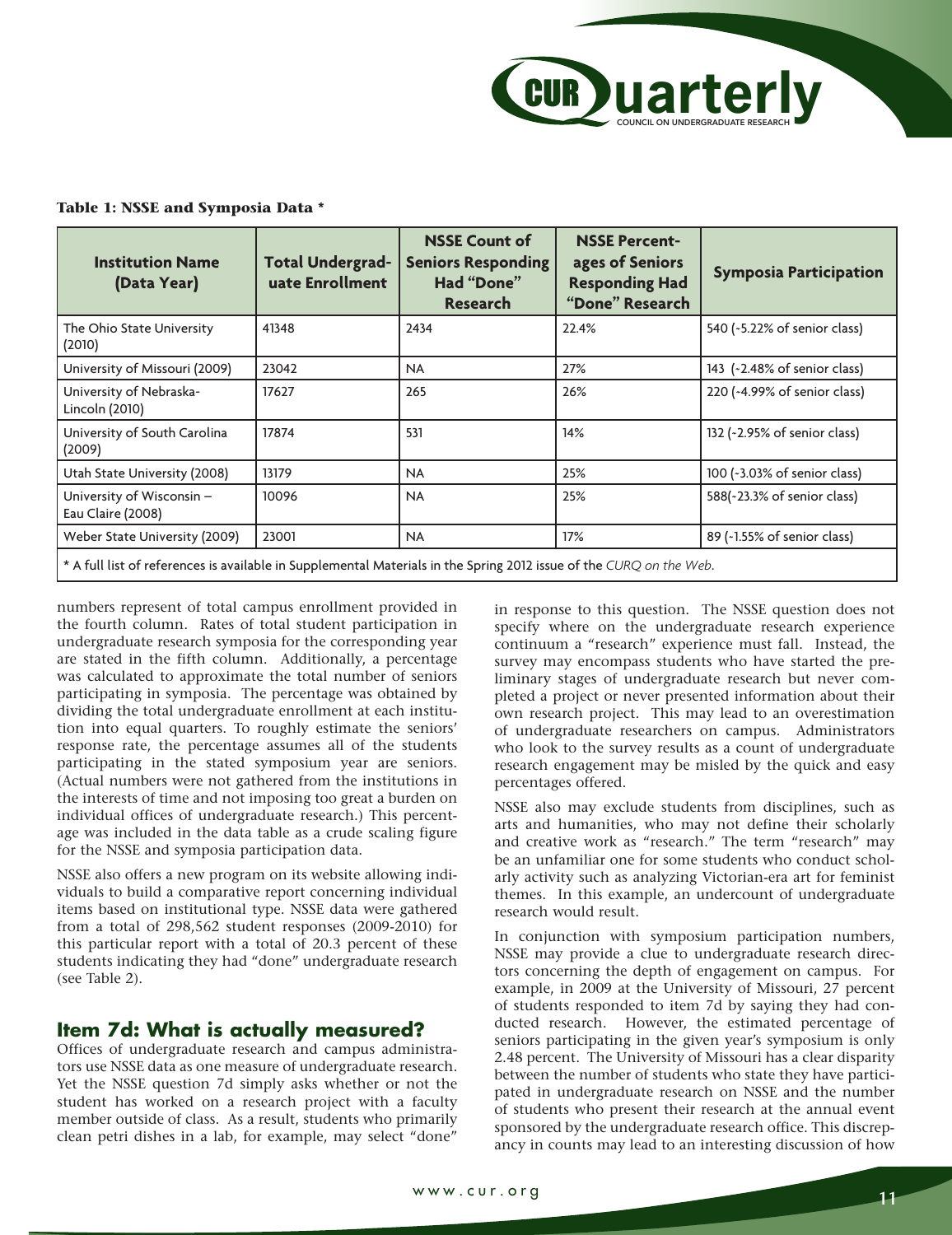**Table 1: NSSE and Symposia Data ***

| Institution Name (Data Year) | Total Undergraduate Enrollment | NSSE Count of Seniors Responding Had "Done" Research | NSSE Percentages of Seniors Responding Had "Done" Research | Symposia Participation |
|---|---|---|---|---|
| The Ohio State University (2010) | 41348 | 2434 | 22.4% | 540 (~5.22% of senior class) |
| University of Missouri (2009) | 23042 | NA | 27% | 143 (~2.48% of senior class) |
| University of Nebraska-Lincoln (2010) | 17627 | 265 | 26% | 220 (~4.99% of senior class) |
| University of South Carolina (2009) | 17874 | 531 | 14% | 132 (~2.95% of senior class) |
| Utah State University (2008) | 13179 | NA | 25% | 100 (~3.03% of senior class) |
| University of Wisconsin – Eau Claire (2008) | 10096 | NA | 25% | 588(~23.3% of senior class) |
| Weber State University (2009) | 23001 | NA | 17% | 89 (~1.55% of senior class) |

* A full list of references is available in Supplemental Materials in the Spring 2012 issue of the *CURQ on the Web*.

numbers represent of total campus enrollment provided in the fourth column. Rates of total student participation in undergraduate research symposia for the corresponding year are stated in the fifth column. Additionally, a percentage was calculated to approximate the total number of seniors participating in symposia. The percentage was obtained by dividing the total undergraduate enrollment at each institution into equal quarters. To roughly estimate the seniors' response rate, the percentage assumes all of the students participating in the stated symposium year are seniors. (Actual numbers were not gathered from the institutions in the interests of time and not imposing too great a burden on individual offices of undergraduate research.) This percentage was included in the data table as a crude scaling figure for the NSSE and symposia participation data.

NSSE also offers a new program on its website allowing individuals to build a comparative report concerning individual items based on institutional type. NSSE data were gathered from a total of 298,562 student responses (2009-2010) for this particular report with a total of 20.3 percent of these students indicating they had "done" undergraduate research (see Table 2).

## Item 7d: What is actually measured?

Offices of undergraduate research and campus administrators use NSSE data as one measure of undergraduate research. Yet the NSSE question 7d simply asks whether or not the student has worked on a research project with a faculty member outside of class. As a result, students who primarily clean petri dishes in a lab, for example, may select "done" in response to this question. The NSSE question does not specify where on the undergraduate research experience continuum a "research" experience must fall. Instead, the survey may encompass students who have started the preliminary stages of undergraduate research but never completed a project or never presented information about their own research project. This may lead to an overestimation of undergraduate researchers on campus. Administrators who look to the survey results as a count of undergraduate research engagement may be misled by the quick and easy percentages offered.

NSSE also may exclude students from disciplines, such as arts and humanities, who may not define their scholarly and creative work as "research." The term "research" may be an unfamiliar one for some students who conduct scholarly activity such as analyzing Victorian-era art for feminist themes. In this example, an undercount of undergraduate research would result.

In conjunction with symposium participation numbers, NSSE may provide a clue to undergraduate research directors concerning the depth of engagement on campus. For example, in 2009 at the University of Missouri, 27 percent of students responded to item 7d by saying they had conducted research. However, the estimated percentage of seniors participating in the given year's symposium is only 2.48 percent. The University of Missouri has a clear disparity between the number of students who state they have participated in undergraduate research on NSSE and the number of students who present their research at the annual event sponsored by the undergraduate research office. This discrepancy in counts may lead to an interesting discussion of how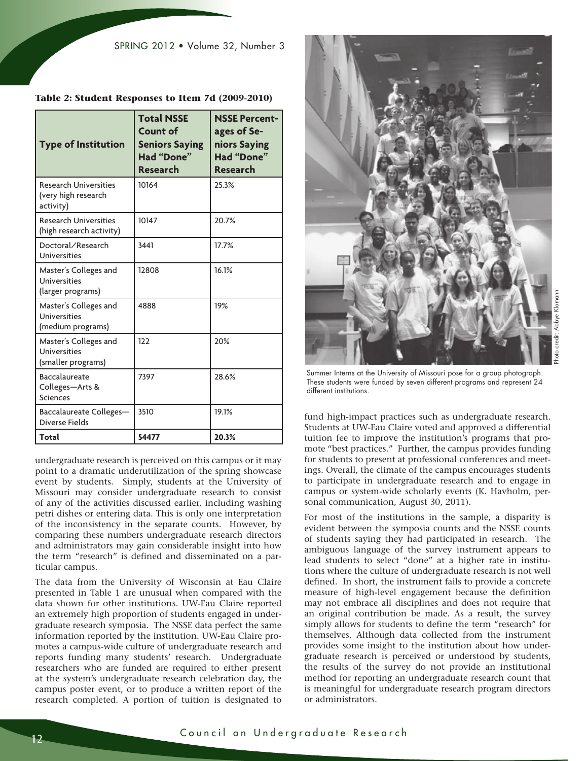**Table 2: Student Responses to Item 7d (2009-2010)**

| Type of Institution | Total NSSE Count of Seniors Saying Had "Done" Research | NSSE Percentages of Seniors Saying Had "Done" Research |
|---|---|---|
| Research Universities (very high research activity) | 10164 | 25.3% |
| Research Universities (high research activity) | 10147 | 20.7% |
| Doctoral/Research Universities | 3441 | 17.7% |
| Master's Colleges and Universities (larger programs) | 12808 | 16.1% |
| Master's Colleges and Universities (medium programs) | 4888 | 19% |
| Master's Colleges and Universities (smaller programs) | 122 | 20% |
| Baccalaureate Colleges—Arts & Sciences | 7397 | 28.6% |
| Baccalaureate Colleges—Diverse Fields | 3510 | 19.1% |
| **Total** | **54477** | **20.3%** |

undergraduate research is perceived on this campus or it may point to a dramatic underutilization of the spring showcase event by students. Simply, students at the University of Missouri may consider undergraduate research to consist of any of the activities discussed earlier, including washing petri dishes or entering data. This is only one interpretation of the inconsistency in the separate counts. However, by comparing these numbers undergraduate research directors and administrators may gain considerable insight into how the term "research" is defined and disseminated on a particular campus.

The data from the University of Wisconsin at Eau Claire presented in Table 1 are unusual when compared with the data shown for other institutions. UW-Eau Claire reported an extremely high proportion of students engaged in undergraduate research symposia. The NSSE data perfect the same information reported by the institution. UW-Eau Claire promotes a campus-wide culture of undergraduate research and reports funding many students' research. Undergraduate researchers who are funded are required to either present at the system's undergraduate research celebration day, the campus poster event, or to produce a written report of the research completed. A portion of tuition is designated to fund high-impact practices such as undergraduate research. Students at UW-Eau Claire voted and approved a differential tuition fee to improve the institution's programs that promote "best practices." Further, the campus provides funding for students to present at professional conferences and meetings. Overall, the climate of the campus encourages students to participate in undergraduate research and to engage in campus or system-wide scholarly events (K. Havholm, personal communication, August 30, 2011).

Summer Interns at the University of Missouri pose for a group photograph. These students were funded by seven different programs and represent 24 different institutions.

Photo credit: Abbye Klamann

For most of the institutions in the sample, a disparity is evident between the symposia counts and the NSSE counts of students saying they had participated in research. The ambiguous language of the survey instrument appears to lead students to select "done" at a higher rate in institutions where the culture of undergraduate research is not well defined. In short, the instrument fails to provide a concrete measure of high-level engagement because the definition may not embrace all disciplines and does not require that an original contribution be made. As a result, the survey simply allows for students to define the term "research" for themselves. Although data collected from the instrument provides some insight to the institution about how undergraduate research is perceived or understood by students, the results of the survey do not provide an institutional method for reporting an undergraduate research count that is meaningful for undergraduate research program directors or administrators.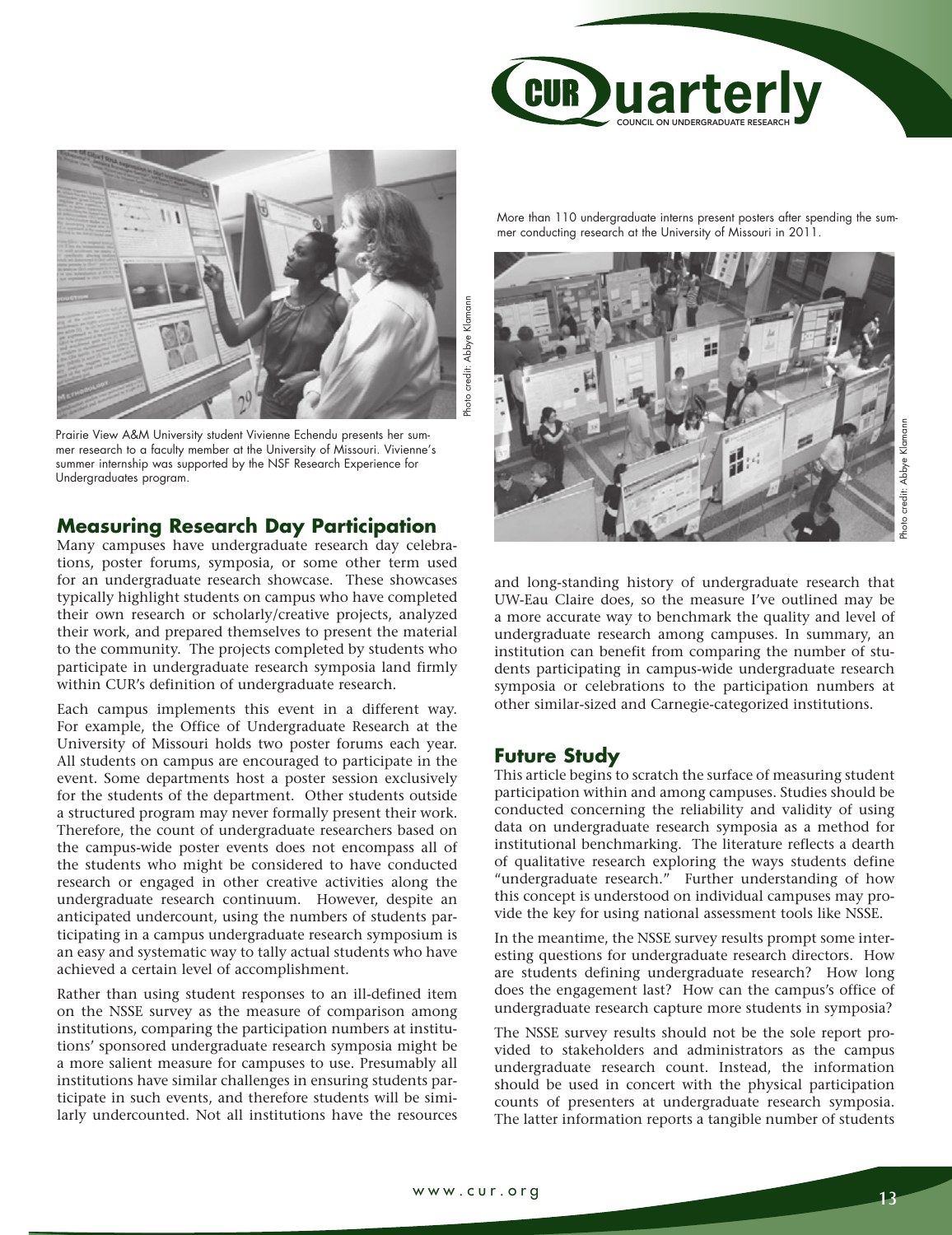Prairie View A&M University student Vivienne Echendu presents her summer research to a faculty member at the University of Missouri. Vivienne's summer internship was supported by the NSF Research Experience for Undergraduates program.

Photo credit: Abbye Klamann

More than 110 undergraduate interns present posters after spending the summer conducting research at the University of Missouri in 2011.

Photo credit: Abbye Klamann

## Measuring Research Day Participation

Many campuses have undergraduate research day celebrations, poster forums, symposia, or some other term used for an undergraduate research showcase. These showcases typically highlight students on campus who have completed their own research or scholarly/creative projects, analyzed their work, and prepared themselves to present the material to the community. The projects completed by students who participate in undergraduate research symposia land firmly within CUR's definition of undergraduate research.

Each campus implements this event in a different way. For example, the Office of Undergraduate Research at the University of Missouri holds two poster forums each year. All students on campus are encouraged to participate in the event. Some departments host a poster session exclusively for the students of the department. Other students outside a structured program may never formally present their work. Therefore, the count of undergraduate researchers based on the campus-wide poster events does not encompass all of the students who might be considered to have conducted research or engaged in other creative activities along the undergraduate research continuum. However, despite an anticipated undercount, using the numbers of students participating in a campus undergraduate research symposium is an easy and systematic way to tally actual students who have achieved a certain level of accomplishment.

Rather than using student responses to an ill-defined item on the NSSE survey as the measure of comparison among institutions, comparing the participation numbers at institutions' sponsored undergraduate research symposia might be a more salient measure for campuses to use. Presumably all institutions have similar challenges in ensuring students participate in such events, and therefore students will be similarly undercounted. Not all institutions have the resources and long-standing history of undergraduate research that UW-Eau Claire does, so the measure I've outlined may be a more accurate way to benchmark the quality and level of undergraduate research among campuses. In summary, an institution can benefit from comparing the number of students participating in campus-wide undergraduate research symposia or celebrations to the participation numbers at other similar-sized and Carnegie-categorized institutions.

## Future Study

This article begins to scratch the surface of measuring student participation within and among campuses. Studies should be conducted concerning the reliability and validity of using data on undergraduate research symposia as a method for institutional benchmarking. The literature reflects a dearth of qualitative research exploring the ways students define "undergraduate research." Further understanding of how this concept is understood on individual campuses may provide the key for using national assessment tools like NSSE.

In the meantime, the NSSE survey results prompt some interesting questions for undergraduate research directors. How are students defining undergraduate research? How long does the engagement last? How can the campus's office of undergraduate research capture more students in symposia?

The NSSE survey results should not be the sole report provided to stakeholders and administrators as the campus undergraduate research count. Instead, the information should be used in concert with the physical participation counts of presenters at undergraduate research symposia. The latter information reports a tangible number of students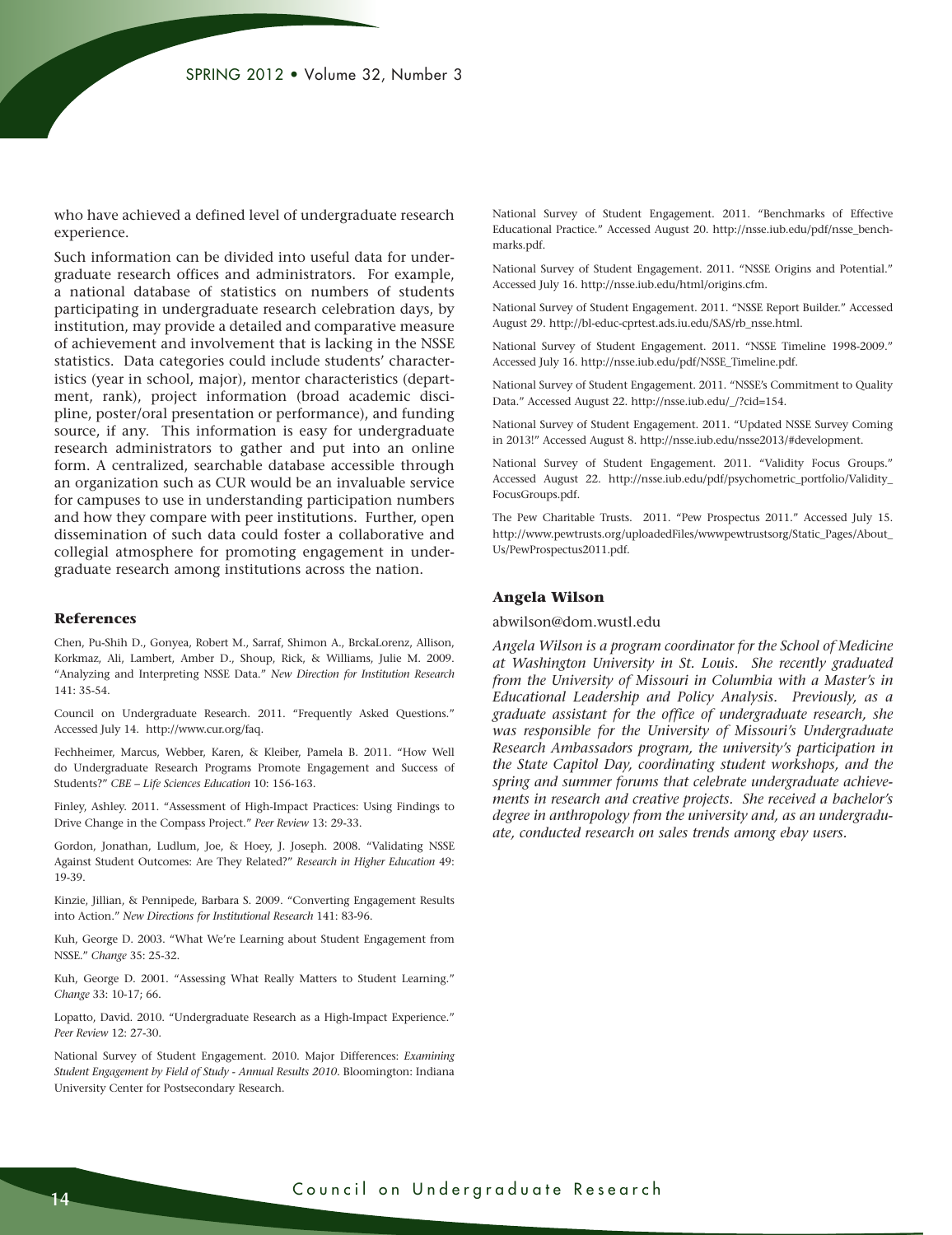who have achieved a defined level of undergraduate research experience.

Such information can be divided into useful data for undergraduate research offices and administrators. For example, a national database of statistics on numbers of students participating in undergraduate research celebration days, by institution, may provide a detailed and comparative measure of achievement and involvement that is lacking in the NSSE statistics. Data categories could include students' characteristics (year in school, major), mentor characteristics (department, rank), project information (broad academic discipline, poster/oral presentation or performance), and funding source, if any. This information is easy for undergraduate research administrators to gather and put into an online form. A centralized, searchable database accessible through an organization such as CUR would be an invaluable service for campuses to use in understanding participation numbers and how they compare with peer institutions. Further, open dissemination of such data could foster a collaborative and collegial atmosphere for promoting engagement in undergraduate research among institutions across the nation.

### References

Chen, Pu-Shih D., Gonyea, Robert M., Sarraf, Shimon A., BrckaLorenz, Allison, Korkmaz, Ali, Lambert, Amber D., Shoup, Rick, & Williams, Julie M. 2009. "Analyzing and Interpreting NSSE Data." *New Direction for Institution Research* 141: 35-54.

Council on Undergraduate Research. 2011. "Frequently Asked Questions." Accessed July 14. http://www.cur.org/faq.

Fechheimer, Marcus, Webber, Karen, & Kleiber, Pamela B. 2011. "How Well do Undergraduate Research Programs Promote Engagement and Success of Students?" *CBE – Life Sciences Education* 10: 156-163.

Finley, Ashley. 2011. "Assessment of High-Impact Practices: Using Findings to Drive Change in the Compass Project." *Peer Review* 13: 29-33.

Gordon, Jonathan, Ludlum, Joe, & Hoey, J. Joseph. 2008. "Validating NSSE Against Student Outcomes: Are They Related?" *Research in Higher Education* 49: 19-39.

Kinzie, Jillian, & Pennipede, Barbara S. 2009. "Converting Engagement Results into Action." *New Directions for Institutional Research* 141: 83-96.

Kuh, George D. 2003. "What We're Learning about Student Engagement from NSSE." *Change* 35: 25-32.

Kuh, George D. 2001. "Assessing What Really Matters to Student Learning." *Change* 33: 10-17; 66.

Lopatto, David. 2010. "Undergraduate Research as a High-Impact Experience." *Peer Review* 12: 27-30.

National Survey of Student Engagement. 2010. Major Differences: *Examining Student Engagement by Field of Study - Annual Results 2010*. Bloomington: Indiana University Center for Postsecondary Research.

National Survey of Student Engagement. 2011. "Benchmarks of Effective Educational Practice." Accessed August 20. http://nsse.iub.edu/pdf/nsse_benchmarks.pdf.

National Survey of Student Engagement. 2011. "NSSE Origins and Potential." Accessed July 16. http://nsse.iub.edu/html/origins.cfm.

National Survey of Student Engagement. 2011. "NSSE Report Builder." Accessed August 29. http://bl-educ-cprtest.ads.iu.edu/SAS/rb_nsse.html.

National Survey of Student Engagement. 2011. "NSSE Timeline 1998-2009." Accessed July 16. http://nsse.iub.edu/pdf/NSSE_Timeline.pdf.

National Survey of Student Engagement. 2011. "NSSE's Commitment to Quality Data." Accessed August 22. http://nsse.iub.edu/_/?cid=154.

National Survey of Student Engagement. 2011. "Updated NSSE Survey Coming in 2013!" Accessed August 8. http://nsse.iub.edu/nsse2013/#development.

National Survey of Student Engagement. 2011. "Validity Focus Groups." Accessed August 22. http://nsse.iub.edu/pdf/psychometric_portfolio/Validity_FocusGroups.pdf.

The Pew Charitable Trusts. 2011. "Pew Prospectus 2011." Accessed July 15. http://www.pewtrusts.org/uploadedFiles/wwwpewtrustsorg/Static_Pages/About_Us/PewProspectus2011.pdf.

### Angela Wilson

abwilson@dom.wustl.edu

*Angela Wilson is a program coordinator for the School of Medicine at Washington University in St. Louis. She recently graduated from the University of Missouri in Columbia with a Master's in Educational Leadership and Policy Analysis. Previously, as a graduate assistant for the office of undergraduate research, she was responsible for the University of Missouri's Undergraduate Research Ambassadors program, the university's participation in the State Capitol Day, coordinating student workshops, and the spring and summer forums that celebrate undergraduate achievements in research and creative projects. She received a bachelor's degree in anthropology from the university and, as an undergraduate, conducted research on sales trends among ebay users.*